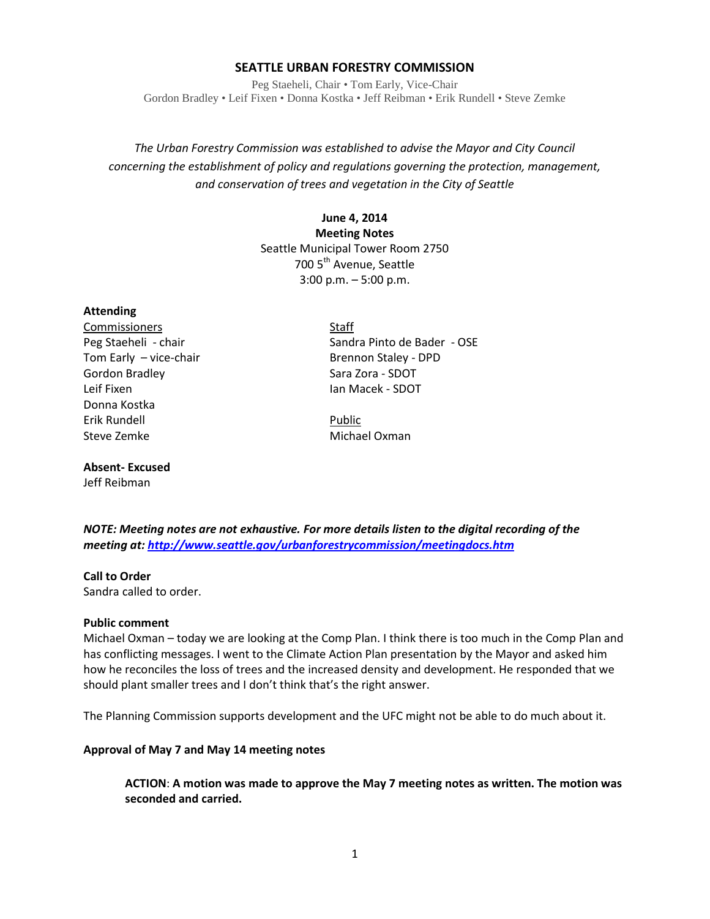# SEATTLE URBAN FORESTRY COMMISSION

Peg Staeheli, Chair • Tom Early, Vice-Chair
Gordon Bradley • Leif Fixen • Donna Kostka • Jeff Reibman • Erik Rundell • Steve Zemke

*The Urban Forestry Commission was established to advise the Mayor and City Council concerning the establishment of policy and regulations governing the protection, management, and conservation of trees and vegetation in the City of Seattle*

**June 4, 2014**
**Meeting Notes**
Seattle Municipal Tower Room 2750
700 5th Avenue, Seattle
3:00 p.m. – 5:00 p.m.

**Attending**

Commissioners
Peg Staeheli - chair
Tom Early – vice-chair
Gordon Bradley
Leif Fixen
Donna Kostka
Erik Rundell
Steve Zemke

Staff
Sandra Pinto de Bader - OSE
Brennon Staley - DPD
Sara Zora - SDOT
Ian Macek - SDOT

Public
Michael Oxman

**Absent- Excused**
Jeff Reibman

***NOTE: Meeting notes are not exhaustive. For more details listen to the digital recording of the meeting at: http://www.seattle.gov/urbanforestrycommission/meetingdocs.htm***

**Call to Order**
Sandra called to order.

**Public comment**
Michael Oxman – today we are looking at the Comp Plan. I think there is too much in the Comp Plan and has conflicting messages. I went to the Climate Action Plan presentation by the Mayor and asked him how he reconciles the loss of trees and the increased density and development. He responded that we should plant smaller trees and I don't think that's the right answer.

The Planning Commission supports development and the UFC might not be able to do much about it.

**Approval of May 7 and May 14 meeting notes**

**ACTION**: **A motion was made to approve the May 7 meeting notes as written. The motion was seconded and carried.**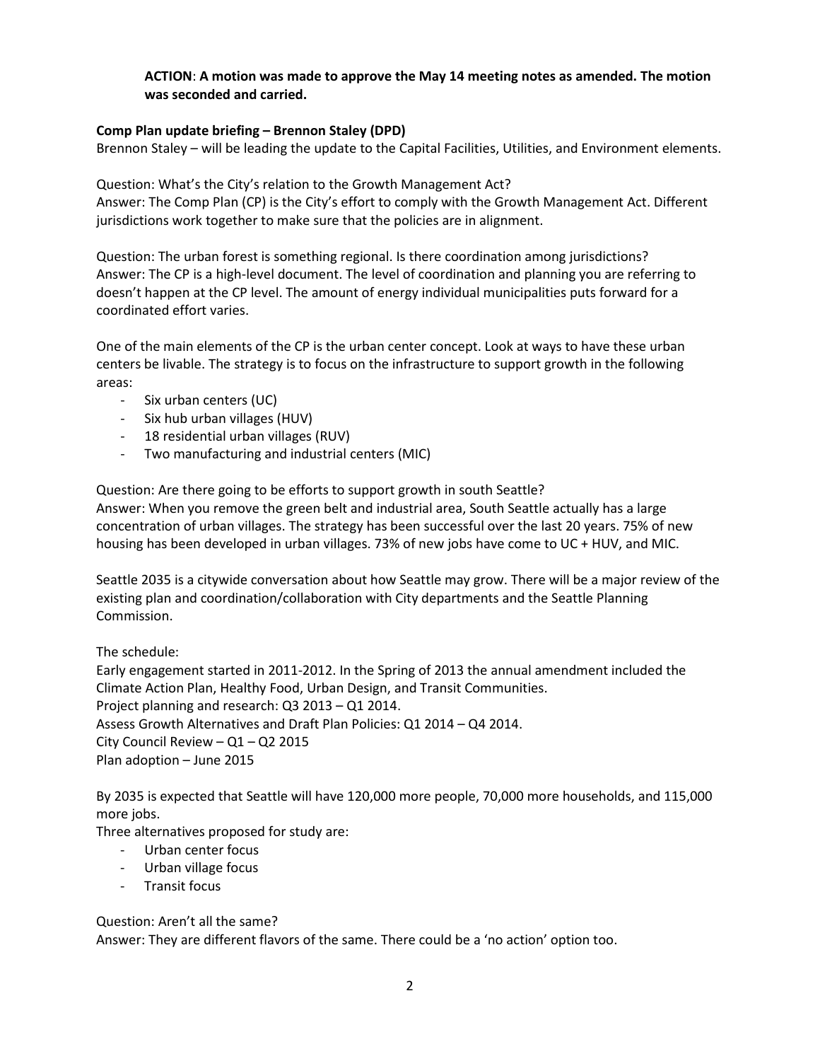**ACTION**: **A motion was made to approve the May 14 meeting notes as amended. The motion was seconded and carried.**

**Comp Plan update briefing – Brennon Staley (DPD)**

Brennon Staley – will be leading the update to the Capital Facilities, Utilities, and Environment elements.

Question: What's the City's relation to the Growth Management Act?
Answer: The Comp Plan (CP) is the City's effort to comply with the Growth Management Act. Different jurisdictions work together to make sure that the policies are in alignment.

Question: The urban forest is something regional. Is there coordination among jurisdictions?
Answer: The CP is a high-level document. The level of coordination and planning you are referring to doesn't happen at the CP level. The amount of energy individual municipalities puts forward for a coordinated effort varies.

One of the main elements of the CP is the urban center concept. Look at ways to have these urban centers be livable. The strategy is to focus on the infrastructure to support growth in the following areas:

- Six urban centers (UC)
- Six hub urban villages (HUV)
- 18 residential urban villages (RUV)
- Two manufacturing and industrial centers (MIC)

Question: Are there going to be efforts to support growth in south Seattle?
Answer: When you remove the green belt and industrial area, South Seattle actually has a large concentration of urban villages. The strategy has been successful over the last 20 years. 75% of new housing has been developed in urban villages. 73% of new jobs have come to UC + HUV, and MIC.

Seattle 2035 is a citywide conversation about how Seattle may grow. There will be a major review of the existing plan and coordination/collaboration with City departments and the Seattle Planning Commission.

The schedule:
Early engagement started in 2011-2012. In the Spring of 2013 the annual amendment included the Climate Action Plan, Healthy Food, Urban Design, and Transit Communities.
Project planning and research: Q3 2013 – Q1 2014.
Assess Growth Alternatives and Draft Plan Policies: Q1 2014 – Q4 2014.
City Council Review – Q1 – Q2 2015
Plan adoption – June 2015

By 2035 is expected that Seattle will have 120,000 more people, 70,000 more households, and 115,000 more jobs.
Three alternatives proposed for study are:

- Urban center focus
- Urban village focus
- Transit focus

Question: Aren't all the same?
Answer: They are different flavors of the same. There could be a 'no action' option too.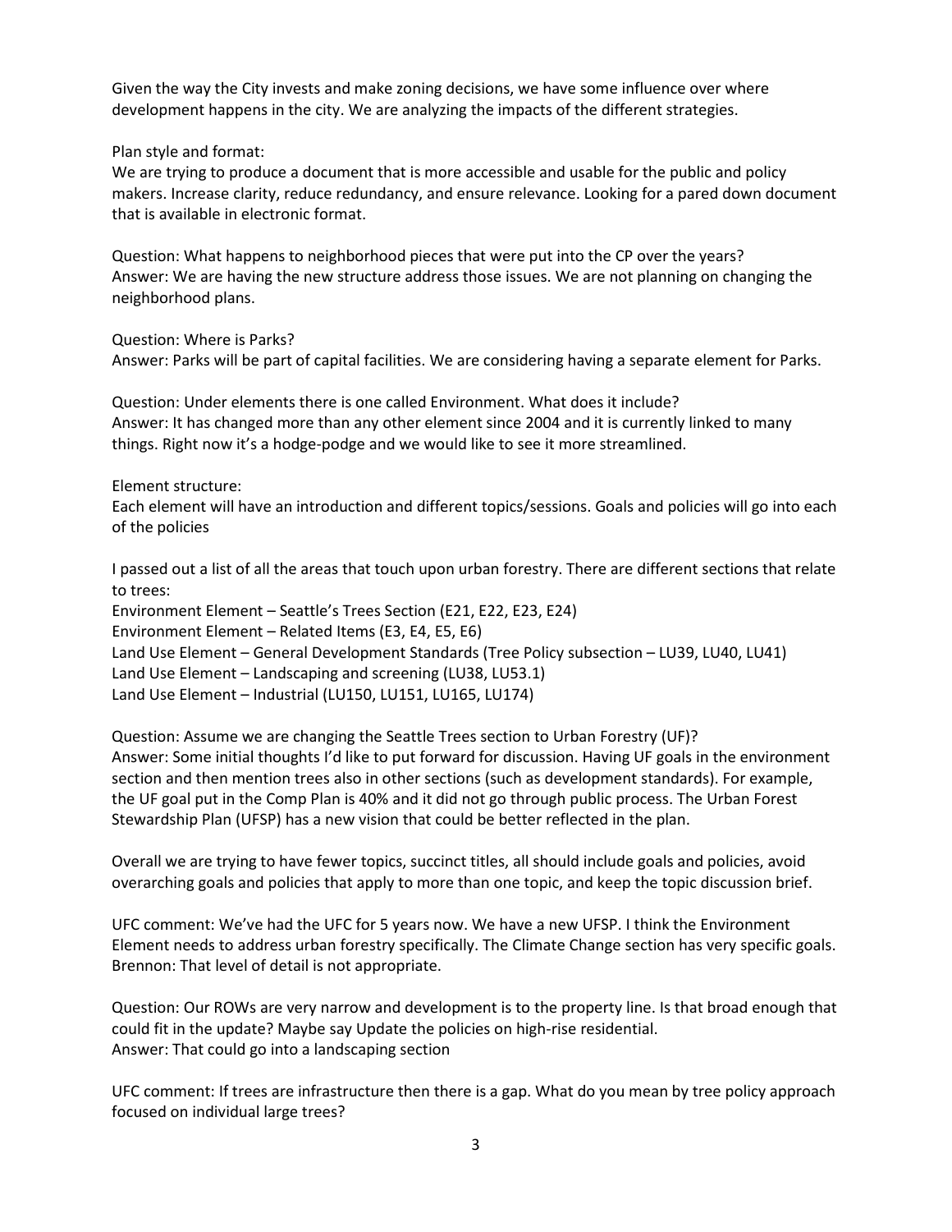Given the way the City invests and make zoning decisions, we have some influence over where development happens in the city. We are analyzing the impacts of the different strategies.

Plan style and format:
We are trying to produce a document that is more accessible and usable for the public and policy makers. Increase clarity, reduce redundancy, and ensure relevance. Looking for a pared down document that is available in electronic format.

Question: What happens to neighborhood pieces that were put into the CP over the years?
Answer: We are having the new structure address those issues. We are not planning on changing the neighborhood plans.

Question: Where is Parks?
Answer: Parks will be part of capital facilities. We are considering having a separate element for Parks.

Question: Under elements there is one called Environment. What does it include?
Answer: It has changed more than any other element since 2004 and it is currently linked to many things. Right now it's a hodge-podge and we would like to see it more streamlined.

Element structure:
Each element will have an introduction and different topics/sessions. Goals and policies will go into each of the policies

I passed out a list of all the areas that touch upon urban forestry. There are different sections that relate to trees:
Environment Element – Seattle's Trees Section (E21, E22, E23, E24)
Environment Element – Related Items (E3, E4, E5, E6)
Land Use Element – General Development Standards (Tree Policy subsection – LU39, LU40, LU41)
Land Use Element – Landscaping and screening (LU38, LU53.1)
Land Use Element – Industrial (LU150, LU151, LU165, LU174)

Question: Assume we are changing the Seattle Trees section to Urban Forestry (UF)?
Answer: Some initial thoughts I'd like to put forward for discussion. Having UF goals in the environment section and then mention trees also in other sections (such as development standards). For example, the UF goal put in the Comp Plan is 40% and it did not go through public process. The Urban Forest Stewardship Plan (UFSP) has a new vision that could be better reflected in the plan.

Overall we are trying to have fewer topics, succinct titles, all should include goals and policies, avoid overarching goals and policies that apply to more than one topic, and keep the topic discussion brief.

UFC comment: We've had the UFC for 5 years now. We have a new UFSP. I think the Environment Element needs to address urban forestry specifically. The Climate Change section has very specific goals.
Brennon: That level of detail is not appropriate.

Question: Our ROWs are very narrow and development is to the property line. Is that broad enough that could fit in the update? Maybe say Update the policies on high-rise residential.
Answer: That could go into a landscaping section

UFC comment: If trees are infrastructure then there is a gap. What do you mean by tree policy approach focused on individual large trees?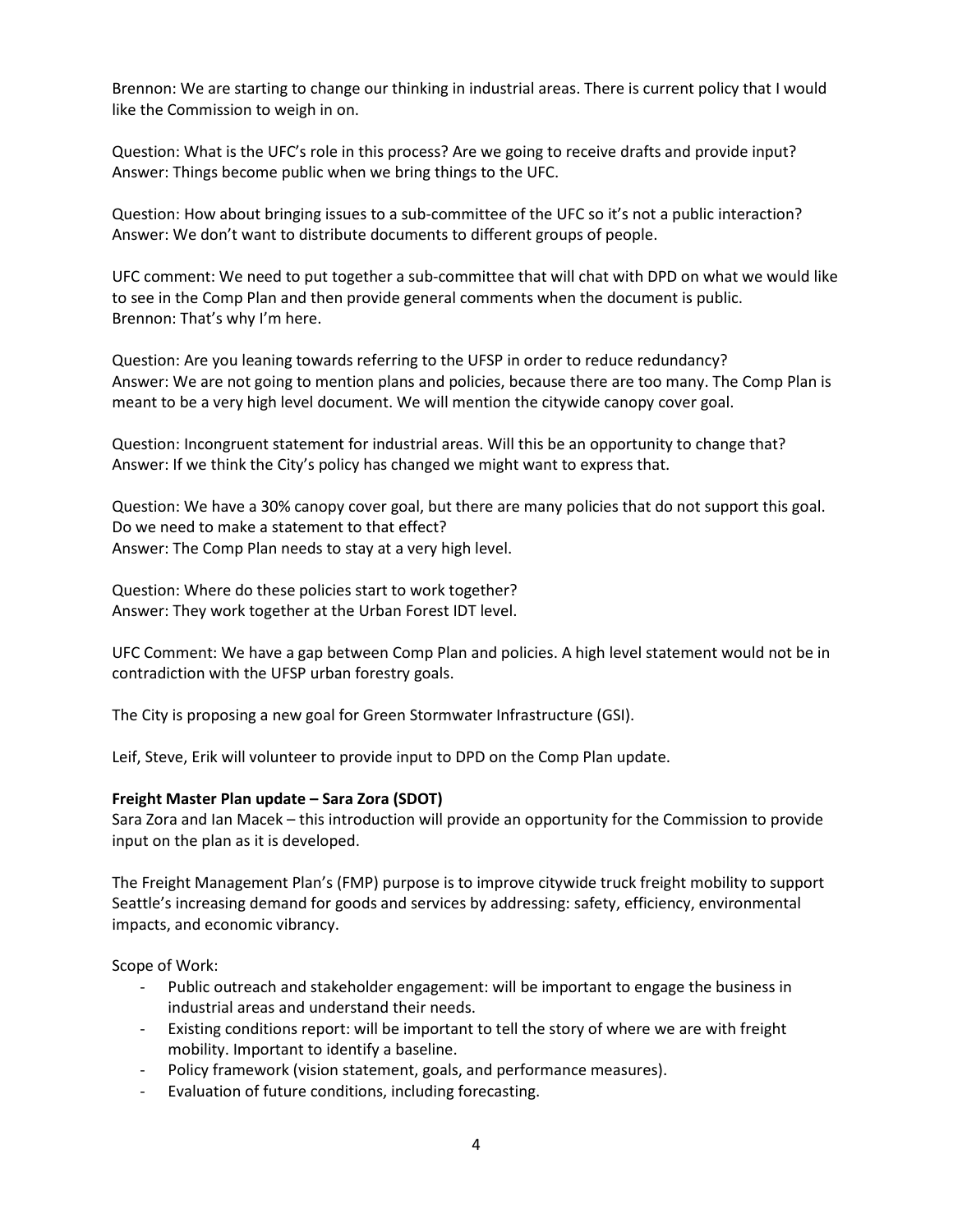Brennon: We are starting to change our thinking in industrial areas. There is current policy that I would like the Commission to weigh in on.

Question: What is the UFC's role in this process? Are we going to receive drafts and provide input?
Answer: Things become public when we bring things to the UFC.

Question: How about bringing issues to a sub-committee of the UFC so it's not a public interaction?
Answer: We don't want to distribute documents to different groups of people.

UFC comment: We need to put together a sub-committee that will chat with DPD on what we would like to see in the Comp Plan and then provide general comments when the document is public.
Brennon: That's why I'm here.

Question: Are you leaning towards referring to the UFSP in order to reduce redundancy?
Answer: We are not going to mention plans and policies, because there are too many. The Comp Plan is meant to be a very high level document. We will mention the citywide canopy cover goal.

Question: Incongruent statement for industrial areas. Will this be an opportunity to change that?
Answer: If we think the City's policy has changed we might want to express that.

Question: We have a 30% canopy cover goal, but there are many policies that do not support this goal. Do we need to make a statement to that effect?
Answer: The Comp Plan needs to stay at a very high level.

Question: Where do these policies start to work together?
Answer: They work together at the Urban Forest IDT level.

UFC Comment: We have a gap between Comp Plan and policies. A high level statement would not be in contradiction with the UFSP urban forestry goals.

The City is proposing a new goal for Green Stormwater Infrastructure (GSI).

Leif, Steve, Erik will volunteer to provide input to DPD on the Comp Plan update.

**Freight Master Plan update – Sara Zora (SDOT)**
Sara Zora and Ian Macek – this introduction will provide an opportunity for the Commission to provide input on the plan as it is developed.

The Freight Management Plan's (FMP) purpose is to improve citywide truck freight mobility to support Seattle's increasing demand for goods and services by addressing: safety, efficiency, environmental impacts, and economic vibrancy.

Scope of Work:

- Public outreach and stakeholder engagement: will be important to engage the business in industrial areas and understand their needs.
- Existing conditions report: will be important to tell the story of where we are with freight mobility. Important to identify a baseline.
- Policy framework (vision statement, goals, and performance measures).
- Evaluation of future conditions, including forecasting.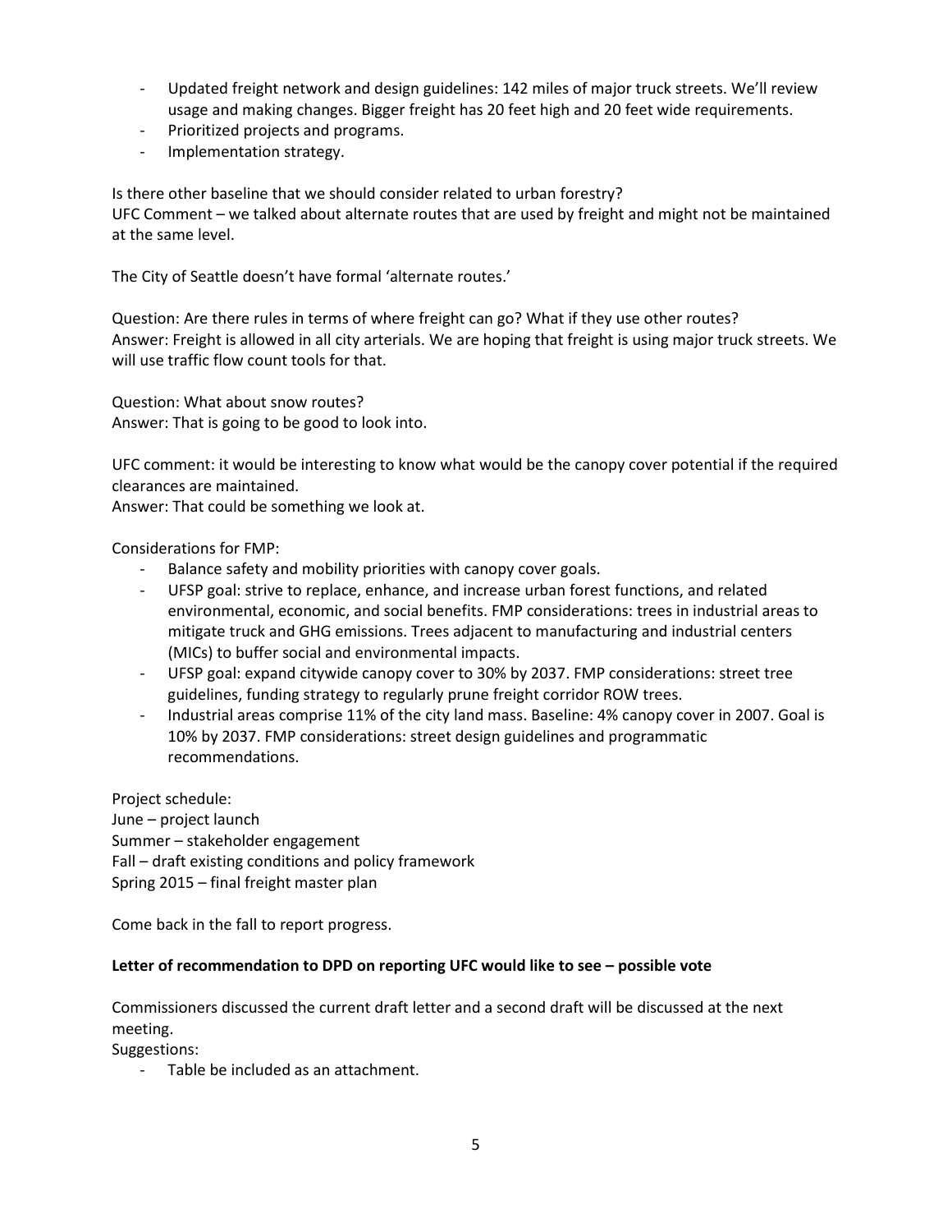- Updated freight network and design guidelines: 142 miles of major truck streets. We'll review usage and making changes. Bigger freight has 20 feet high and 20 feet wide requirements.
- Prioritized projects and programs.
- Implementation strategy.

Is there other baseline that we should consider related to urban forestry?
UFC Comment – we talked about alternate routes that are used by freight and might not be maintained at the same level.

The City of Seattle doesn't have formal 'alternate routes.'

Question: Are there rules in terms of where freight can go? What if they use other routes?
Answer: Freight is allowed in all city arterials. We are hoping that freight is using major truck streets. We will use traffic flow count tools for that.

Question: What about snow routes?
Answer: That is going to be good to look into.

UFC comment: it would be interesting to know what would be the canopy cover potential if the required clearances are maintained.
Answer: That could be something we look at.

Considerations for FMP:

- Balance safety and mobility priorities with canopy cover goals.
- UFSP goal: strive to replace, enhance, and increase urban forest functions, and related environmental, economic, and social benefits. FMP considerations: trees in industrial areas to mitigate truck and GHG emissions. Trees adjacent to manufacturing and industrial centers (MICs) to buffer social and environmental impacts.
- UFSP goal: expand citywide canopy cover to 30% by 2037. FMP considerations: street tree guidelines, funding strategy to regularly prune freight corridor ROW trees.
- Industrial areas comprise 11% of the city land mass. Baseline: 4% canopy cover in 2007. Goal is 10% by 2037. FMP considerations: street design guidelines and programmatic recommendations.

Project schedule:
June – project launch
Summer – stakeholder engagement
Fall – draft existing conditions and policy framework
Spring 2015 – final freight master plan

Come back in the fall to report progress.

**Letter of recommendation to DPD on reporting UFC would like to see – possible vote**

Commissioners discussed the current draft letter and a second draft will be discussed at the next meeting.
Suggestions:

- Table be included as an attachment.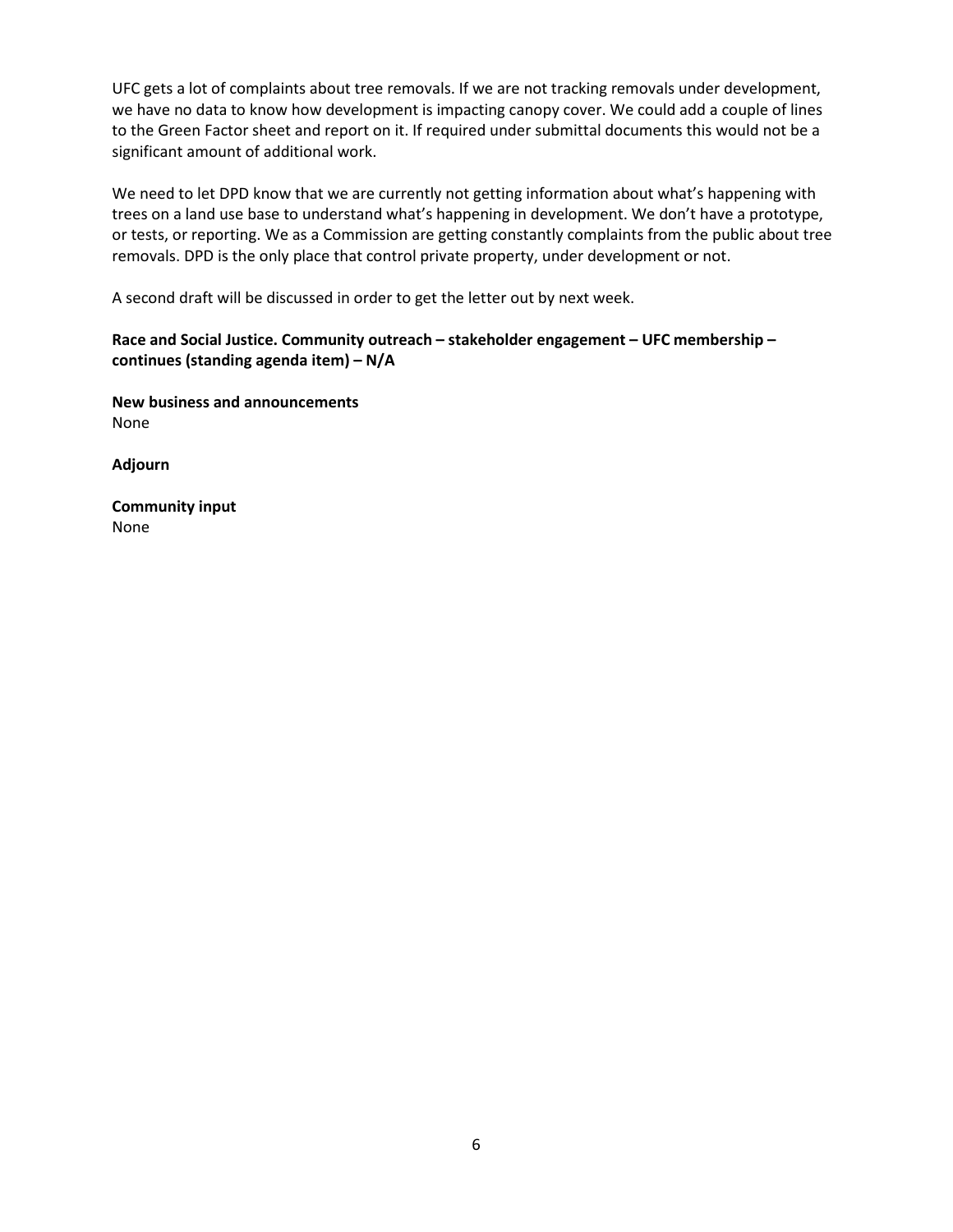UFC gets a lot of complaints about tree removals. If we are not tracking removals under development, we have no data to know how development is impacting canopy cover. We could add a couple of lines to the Green Factor sheet and report on it. If required under submittal documents this would not be a significant amount of additional work.

We need to let DPD know that we are currently not getting information about what's happening with trees on a land use base to understand what's happening in development. We don't have a prototype, or tests, or reporting. We as a Commission are getting constantly complaints from the public about tree removals. DPD is the only place that control private property, under development or not.

A second draft will be discussed in order to get the letter out by next week.

**Race and Social Justice. Community outreach – stakeholder engagement – UFC membership – continues (standing agenda item) – N/A**

**New business and announcements**
None

**Adjourn**

**Community input**
None